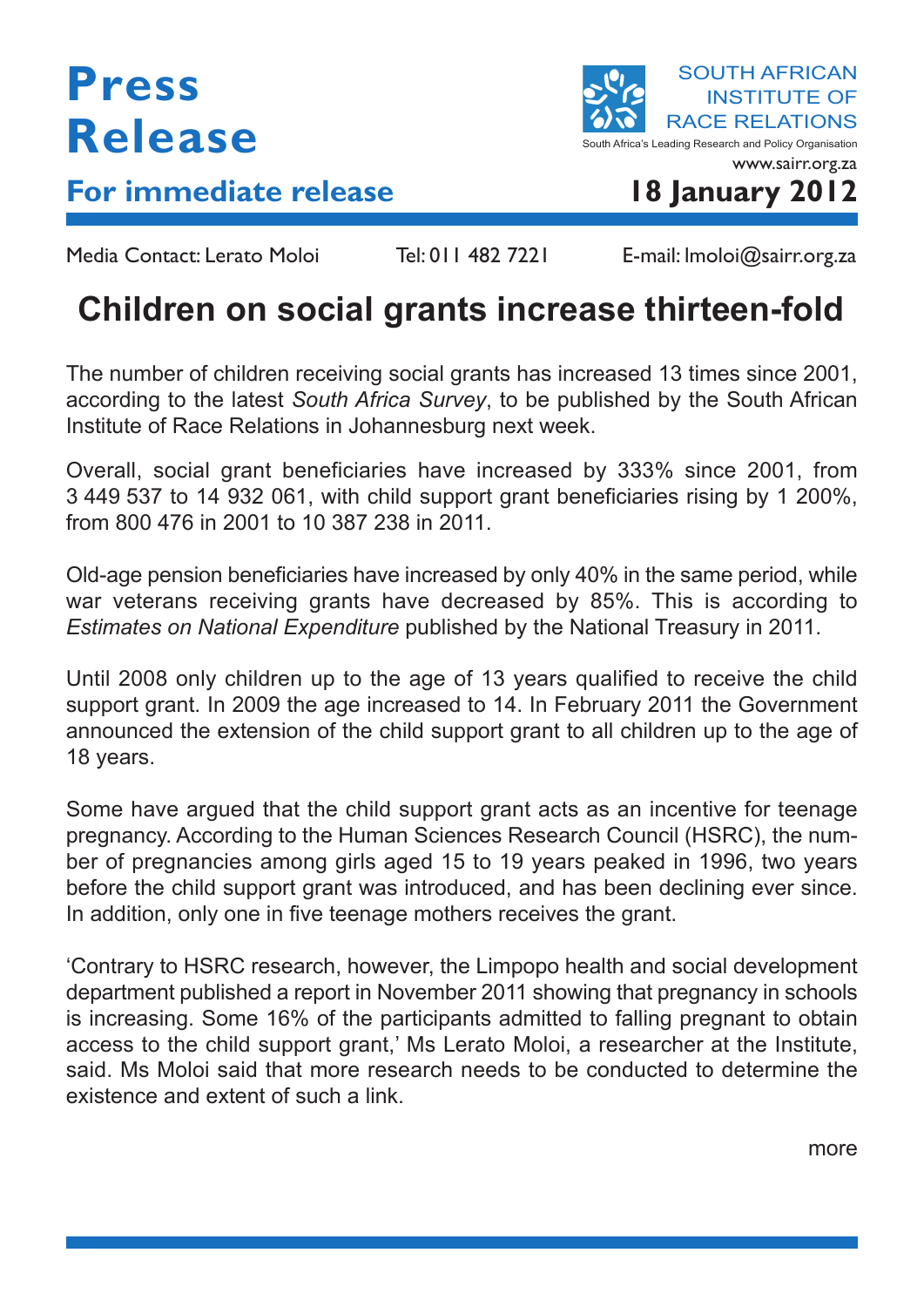# Press Release

SOUTH AFRICAN INSTITUTE OF RACE RELATIONS

South Africa's Leading Research and Policy Organisation

www.sairr.org.za

**For immediate release**

**18 January 2012**

Media Contact: Lerato Moloi    Tel: 011 482 7221    E-mail: lmoloi@sairr.org.za

## Children on social grants increase thirteen-fold

The number of children receiving social grants has increased 13 times since 2001, according to the latest *South Africa Survey*, to be published by the South African Institute of Race Relations in Johannesburg next week.

Overall, social grant beneficiaries have increased by 333% since 2001, from 3 449 537 to 14 932 061, with child support grant beneficiaries rising by 1 200%, from 800 476 in 2001 to 10 387 238 in 2011.

Old-age pension beneficiaries have increased by only 40% in the same period, while war veterans receiving grants have decreased by 85%. This is according to *Estimates on National Expenditure* published by the National Treasury in 2011.

Until 2008 only children up to the age of 13 years qualified to receive the child support grant. In 2009 the age increased to 14. In February 2011 the Government announced the extension of the child support grant to all children up to the age of 18 years.

Some have argued that the child support grant acts as an incentive for teenage pregnancy. According to the Human Sciences Research Council (HSRC), the number of pregnancies among girls aged 15 to 19 years peaked in 1996, two years before the child support grant was introduced, and has been declining ever since. In addition, only one in five teenage mothers receives the grant.

'Contrary to HSRC research, however, the Limpopo health and social development department published a report in November 2011 showing that pregnancy in schools is increasing. Some 16% of the participants admitted to falling pregnant to obtain access to the child support grant,' Ms Lerato Moloi, a researcher at the Institute, said. Ms Moloi said that more research needs to be conducted to determine the existence and extent of such a link.

more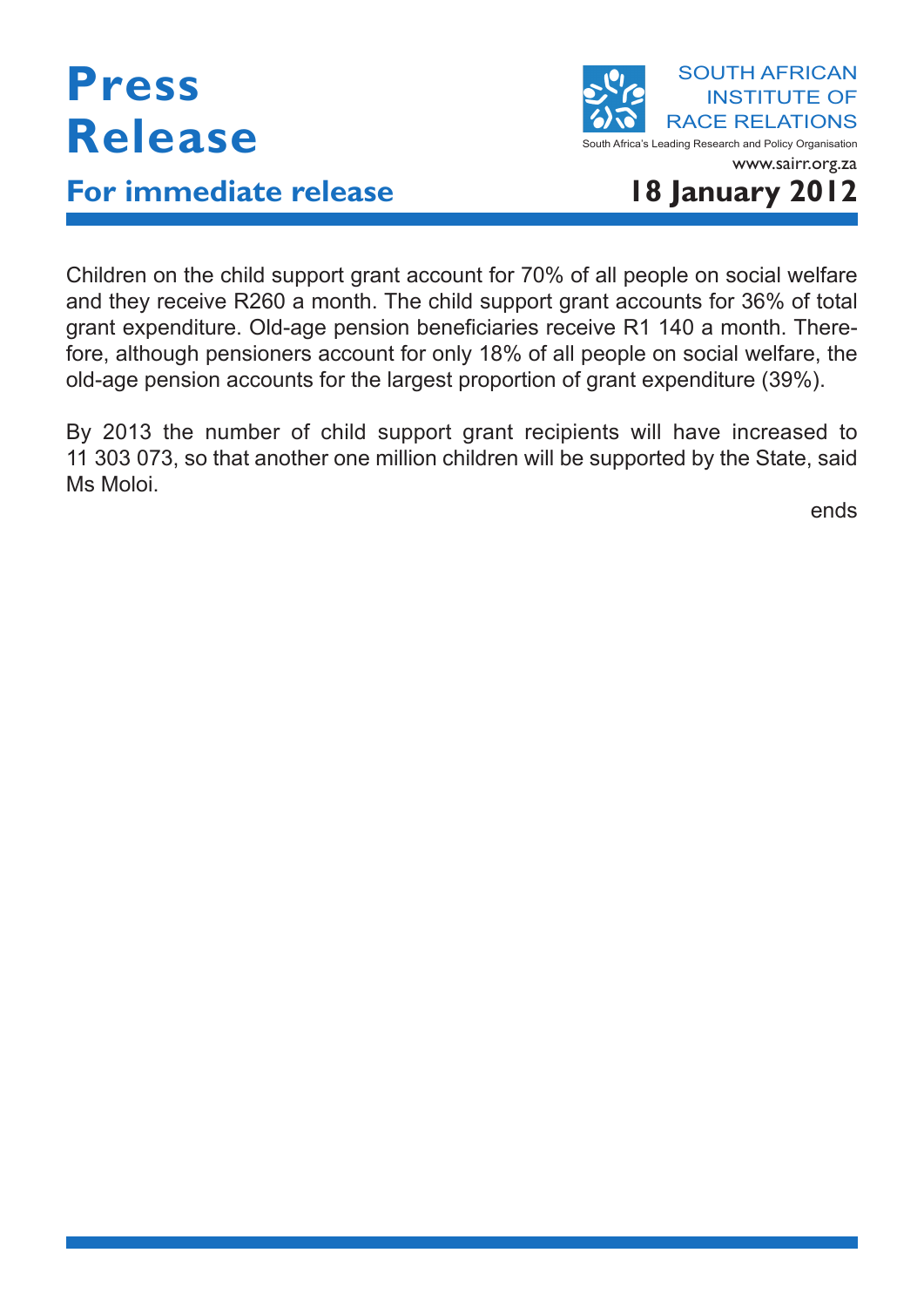# Press Release

## For immediate release

SOUTH AFRICAN INSTITUTE OF RACE RELATIONS

South Africa's Leading Research and Policy Organisation

www.sairr.org.za

**18 January 2012**

Children on the child support grant account for 70% of all people on social welfare and they receive R260 a month. The child support grant accounts for 36% of total grant expenditure. Old-age pension beneficiaries receive R1 140 a month. Therefore, although pensioners account for only 18% of all people on social welfare, the old-age pension accounts for the largest proportion of grant expenditure (39%).

By 2013 the number of child support grant recipients will have increased to 11 303 073, so that another one million children will be supported by the State, said Ms Moloi.

ends